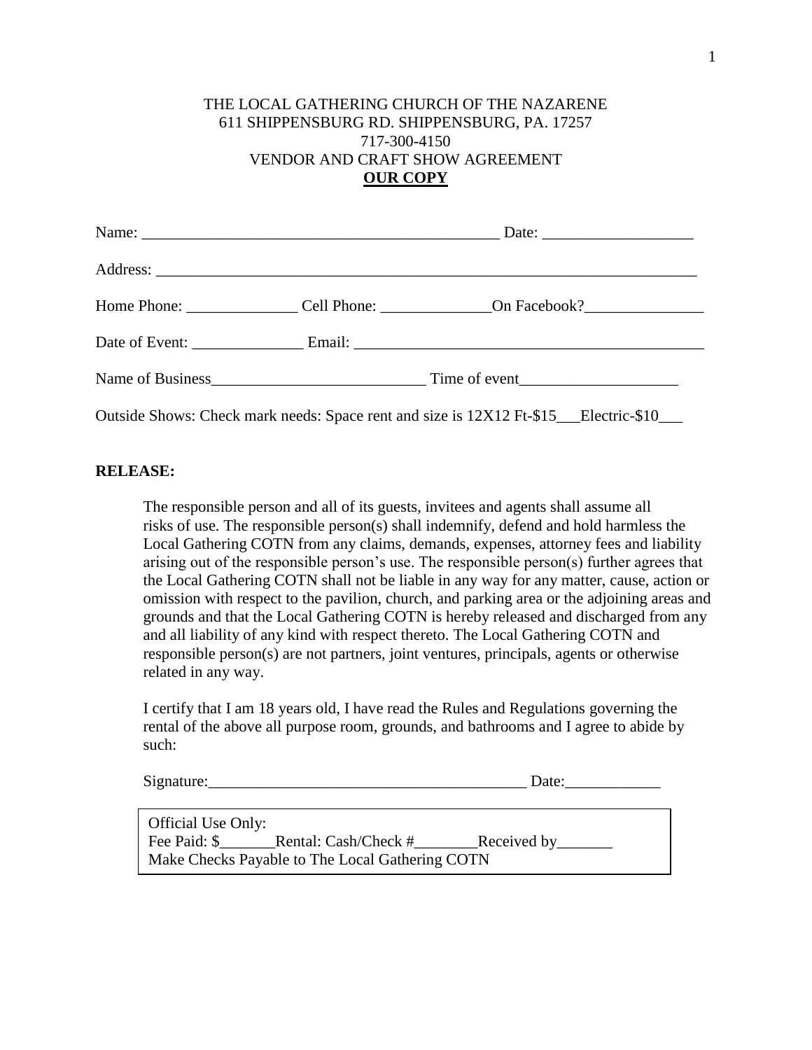THE LOCAL GATHERING CHURCH OF THE NAZARENE
611 SHIPPENSBURG RD. SHIPPENSBURG, PA. 17257
717-300-4150
VENDOR AND CRAFT SHOW AGREEMENT
**OUR COPY**

Name: ______________________________________________ Date: ___________________

Address: ______________________________________________________________________

Home Phone: ______________ Cell Phone: ______________On Facebook?_______________

Date of Event: ______________ Email: _____________________________________________

Name of Business___________________________ Time of event____________________

Outside Shows: Check mark needs: Space rent and size is 12X12 Ft-$15___Electric-$10___

**RELEASE:**

The responsible person and all of its guests, invitees and agents shall assume all risks of use. The responsible person(s) shall indemnify, defend and hold harmless the Local Gathering COTN from any claims, demands, expenses, attorney fees and liability arising out of the responsible person's use. The responsible person(s) further agrees that the Local Gathering COTN shall not be liable in any way for any matter, cause, action or omission with respect to the pavilion, church, and parking area or the adjoining areas and grounds and that the Local Gathering COTN is hereby released and discharged from any and all liability of any kind with respect thereto. The Local Gathering COTN and responsible person(s) are not partners, joint ventures, principals, agents or otherwise related in any way.

I certify that I am 18 years old, I have read the Rules and Regulations governing the rental of the above all purpose room, grounds, and bathrooms and I agree to abide by such:

Signature:________________________________________ Date:____________

Official Use Only:
Fee Paid: $_______Rental: Cash/Check #________Received by_______
Make Checks Payable to The Local Gathering COTN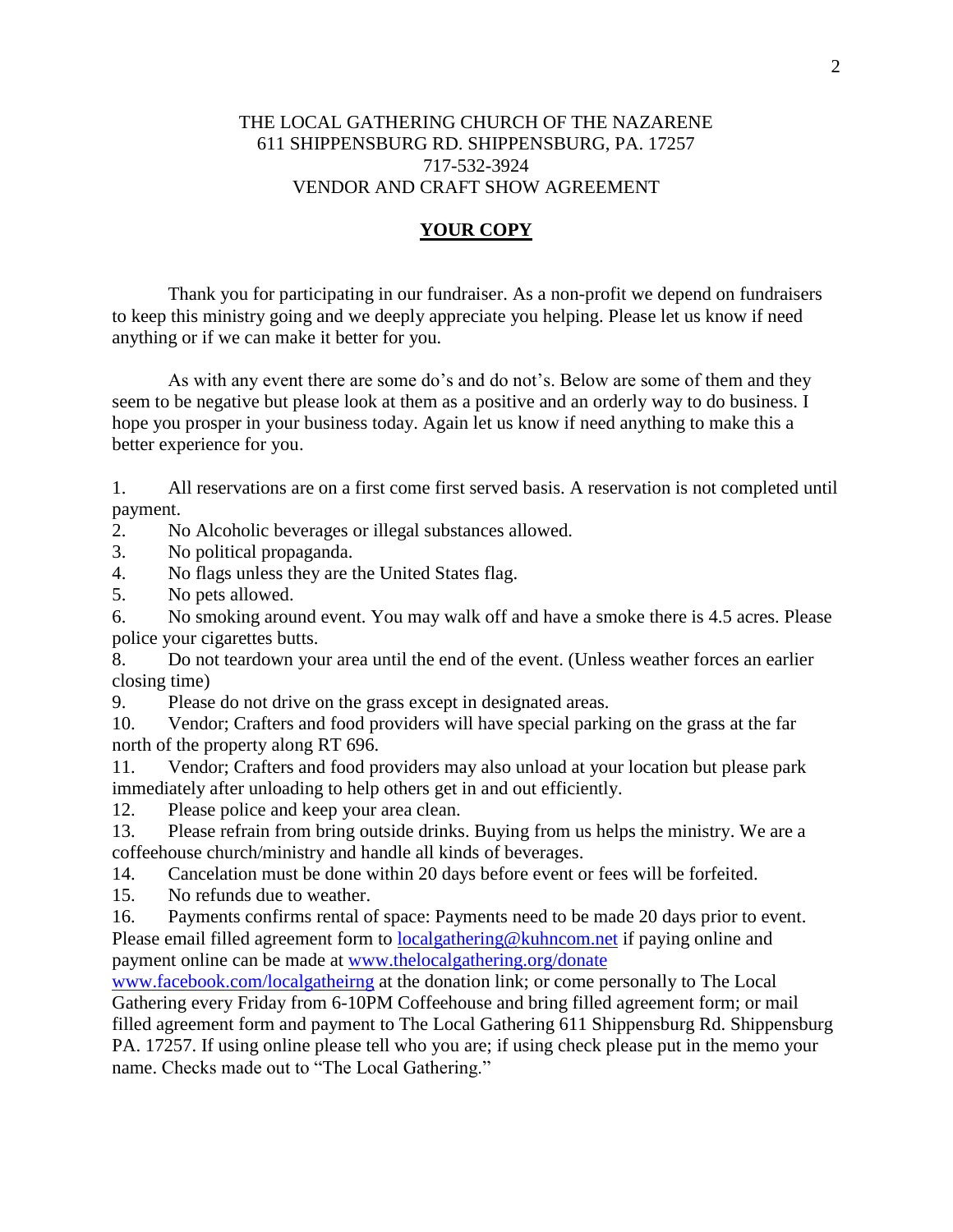THE LOCAL GATHERING CHURCH OF THE NAZARENE
611 SHIPPENSBURG RD. SHIPPENSBURG, PA. 17257
717-532-3924
VENDOR AND CRAFT SHOW AGREEMENT

**YOUR COPY**

Thank you for participating in our fundraiser. As a non-profit we depend on fundraisers to keep this ministry going and we deeply appreciate you helping. Please let us know if need anything or if we can make it better for you.

As with any event there are some do's and do not's. Below are some of them and they seem to be negative but please look at them as a positive and an orderly way to do business. I hope you prosper in your business today. Again let us know if need anything to make this a better experience for you.

1. All reservations are on a first come first served basis. A reservation is not completed until payment.
2. No Alcoholic beverages or illegal substances allowed.
3. No political propaganda.
4. No flags unless they are the United States flag.
5. No pets allowed.
6. No smoking around event. You may walk off and have a smoke there is 4.5 acres. Please police your cigarettes butts.
8. Do not teardown your area until the end of the event. (Unless weather forces an earlier closing time)
9. Please do not drive on the grass except in designated areas.
10. Vendor; Crafters and food providers will have special parking on the grass at the far north of the property along RT 696.
11. Vendor; Crafters and food providers may also unload at your location but please park immediately after unloading to help others get in and out efficiently.
12. Please police and keep your area clean.
13. Please refrain from bring outside drinks. Buying from us helps the ministry. We are a coffeehouse church/ministry and handle all kinds of beverages.
14. Cancelation must be done within 20 days before event or fees will be forfeited.
15. No refunds due to weather.
16. Payments confirms rental of space: Payments need to be made 20 days prior to event. Please email filled agreement form to localgathering@kuhncom.net if paying online and payment online can be made at www.thelocalgathering.org/donate www.facebook.com/localgatheirng at the donation link; or come personally to The Local Gathering every Friday from 6-10PM Coffeehouse and bring filled agreement form; or mail filled agreement form and payment to The Local Gathering 611 Shippensburg Rd. Shippensburg PA. 17257. If using online please tell who you are; if using check please put in the memo your name. Checks made out to "The Local Gathering."